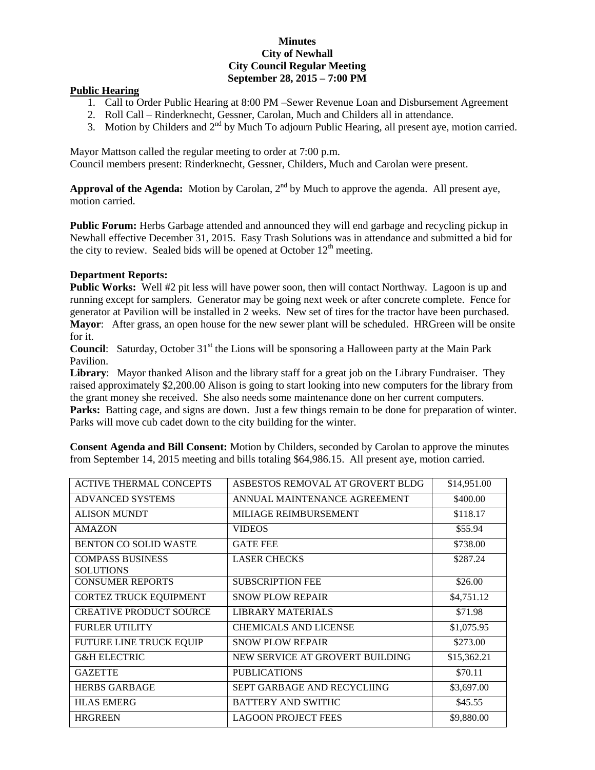**Minutes**
**City of Newhall**
**City Council Regular Meeting**
**September 28, 2015 – 7:00 PM**

**Public Hearing**

1. Call to Order Public Hearing at 8:00 PM –Sewer Revenue Loan and Disbursement Agreement
2. Roll Call – Rinderknecht, Gessner, Carolan, Much and Childers all in attendance.
3. Motion by Childers and 2nd by Much To adjourn Public Hearing, all present aye, motion carried.

Mayor Mattson called the regular meeting to order at 7:00 p.m.
Council members present: Rinderknecht, Gessner, Childers, Much and Carolan were present.

**Approval of the Agenda:** Motion by Carolan, 2nd by Much to approve the agenda. All present aye, motion carried.

**Public Forum:** Herbs Garbage attended and announced they will end garbage and recycling pickup in Newhall effective December 31, 2015. Easy Trash Solutions was in attendance and submitted a bid for the city to review. Sealed bids will be opened at October 12th meeting.

**Department Reports:**

**Public Works:** Well #2 pit less will have power soon, then will contact Northway. Lagoon is up and running except for samplers. Generator may be going next week or after concrete complete. Fence for generator at Pavilion will be installed in 2 weeks. New set of tires for the tractor have been purchased.
**Mayor**: After grass, an open house for the new sewer plant will be scheduled. HRGreen will be onsite for it.
**Council**: Saturday, October 31st the Lions will be sponsoring a Halloween party at the Main Park Pavilion.
**Library**: Mayor thanked Alison and the library staff for a great job on the Library Fundraiser. They raised approximately $2,200.00 Alison is going to start looking into new computers for the library from the grant money she received. She also needs some maintenance done on her current computers.
**Parks:** Batting cage, and signs are down. Just a few things remain to be done for preparation of winter. Parks will move cub cadet down to the city building for the winter.

**Consent Agenda and Bill Consent:** Motion by Childers, seconded by Carolan to approve the minutes from September 14, 2015 meeting and bills totaling $64,986.15. All present aye, motion carried.

| | | |
|---|---|---|
| ACTIVE THERMAL CONCEPTS | ASBESTOS REMOVAL AT GROVERT BLDG | $14,951.00 |
| ADVANCED SYSTEMS | ANNUAL MAINTENANCE AGREEMENT | $400.00 |
| ALISON MUNDT | MILIAGE REIMBURSEMENT | $118.17 |
| AMAZON | VIDEOS | $55.94 |
| BENTON CO SOLID WASTE | GATE FEE | $738.00 |
| COMPASS BUSINESS SOLUTIONS | LASER CHECKS | $287.24 |
| CONSUMER REPORTS | SUBSCRIPTION FEE | $26.00 |
| CORTEZ TRUCK EQUIPMENT | SNOW PLOW REPAIR | $4,751.12 |
| CREATIVE PRODUCT SOURCE | LIBRARY MATERIALS | $71.98 |
| FURLER UTILITY | CHEMICALS AND LICENSE | $1,075.95 |
| FUTURE LINE TRUCK EQUIP | SNOW PLOW REPAIR | $273.00 |
| G&H ELECTRIC | NEW SERVICE AT GROVERT BUILDING | $15,362.21 |
| GAZETTE | PUBLICATIONS | $70.11 |
| HERBS GARBAGE | SEPT GARBAGE AND RECYCLIING | $3,697.00 |
| HLAS EMERG | BATTERY AND SWITHC | $45.55 |
| HRGREEN | LAGOON PROJECT FEES | $9,880.00 |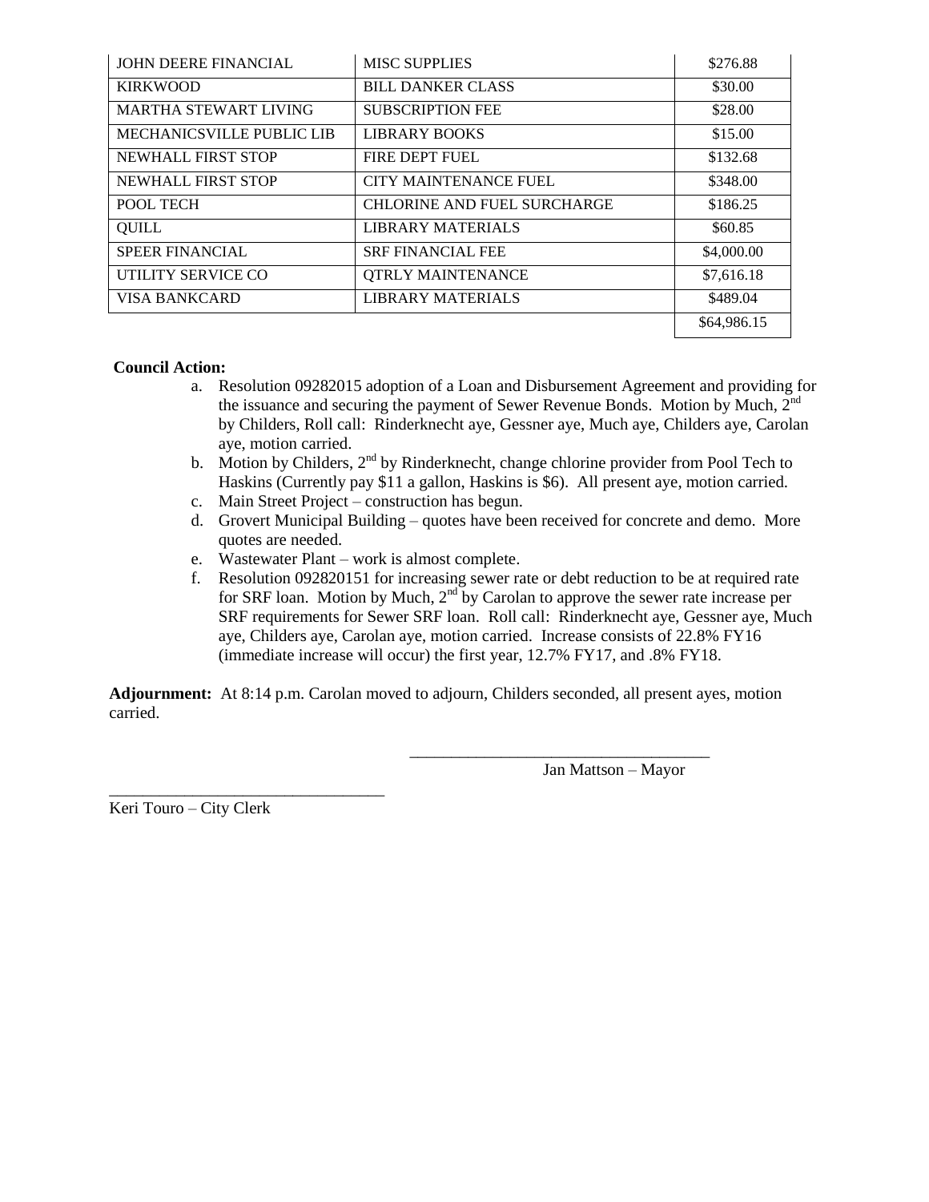| | | |
|---|---|---|
| JOHN DEERE FINANCIAL | MISC SUPPLIES | \$276.88 |
| KIRKWOOD | BILL DANKER CLASS | \$30.00 |
| MARTHA STEWART LIVING | SUBSCRIPTION FEE | \$28.00 |
| MECHANICSVILLE PUBLIC LIB | LIBRARY BOOKS | \$15.00 |
| NEWHALL FIRST STOP | FIRE DEPT FUEL | \$132.68 |
| NEWHALL FIRST STOP | CITY MAINTENANCE FUEL | \$348.00 |
| POOL TECH | CHLORINE AND FUEL SURCHARGE | \$186.25 |
| QUILL | LIBRARY MATERIALS | \$60.85 |
| SPEER FINANCIAL | SRF FINANCIAL FEE | \$4,000.00 |
| UTILITY SERVICE CO | QTRLY MAINTENANCE | \$7,616.18 |
| VISA BANKCARD | LIBRARY MATERIALS | \$489.04 |
| | | \$64,986.15 |

**Council Action:**

a. Resolution 09282015 adoption of a Loan and Disbursement Agreement and providing for the issuance and securing the payment of Sewer Revenue Bonds. Motion by Much, 2nd by Childers, Roll call: Rinderknecht aye, Gessner aye, Much aye, Childers aye, Carolan aye, motion carried.
b. Motion by Childers, 2nd by Rinderknecht, change chlorine provider from Pool Tech to Haskins (Currently pay \$11 a gallon, Haskins is \$6). All present aye, motion carried.
c. Main Street Project – construction has begun.
d. Grovert Municipal Building – quotes have been received for concrete and demo. More quotes are needed.
e. Wastewater Plant – work is almost complete.
f. Resolution 092820151 for increasing sewer rate or debt reduction to be at required rate for SRF loan. Motion by Much, 2nd by Carolan to approve the sewer rate increase per SRF requirements for Sewer SRF loan. Roll call: Rinderknecht aye, Gessner aye, Much aye, Childers aye, Carolan aye, motion carried. Increase consists of 22.8% FY16 (immediate increase will occur) the first year, 12.7% FY17, and .8% FY18.

**Adjournment:** At 8:14 p.m. Carolan moved to adjourn, Childers seconded, all present ayes, motion carried.

\_\_\_\_\_\_\_\_\_\_\_\_\_\_\_\_\_\_\_\_\_\_\_\_\_\_\_\_\_\_\_\_\_\_\_\_
Jan Mattson – Mayor

\_\_\_\_\_\_\_\_\_\_\_\_\_\_\_\_\_\_\_\_\_\_\_\_\_\_\_\_\_\_\_\_\_\_
Keri Touro – City Clerk